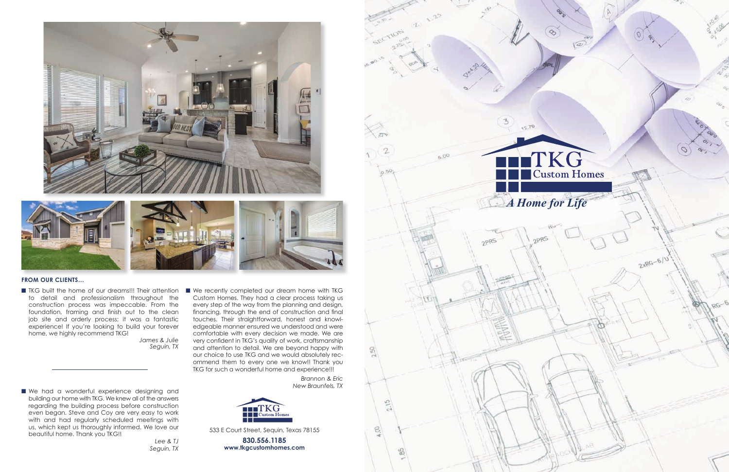**FROM OUR CLIENTS…**

- TKG built the home of our dreams!!! Their attention to detail and professionalism throughout the construction process was impeccable. From the foundation, framing and finish out to the clean job site and orderly process; it was a fantastic experience! If you're looking to build your forever home, we highly recommend TKG!

  *James & Julie*
  *Seguin, TX*

- We had a wonderful experience designing and building our home with TKG. We knew all of the answers regarding the building process before construction even began. Steve and Coy are very easy to work with and had regularly scheduled meetings with us, which kept us thoroughly informed. We love our beautiful home. Thank you TKG!!

  *Lee & TJ*
  *Seguin, TX*

- We recently completed our dream home with TKG Custom Homes. They had a clear process taking us every step of the way from the planning and design, financing, through the end of construction and final touches. Their straightforward, honest and knowledgeable manner ensured we understood and were comfortable with every decision we made. We are very confident in TKG's quality of work, craftsmanship and attention to detail. We are beyond happy with our choice to use TKG and we would absolutely recommend them to every one we know!! Thank you TKG for such a wonderful home and experience!!!

  *Brannon & Eric*
  *New Braunfels, TX*

TKG Custom Homes

533 E Court Street, Seguin, Texas 78155

**830.556.1185**
**www.tkgcustomhomes.com**

# TKG Custom Homes

## *A Home for Life*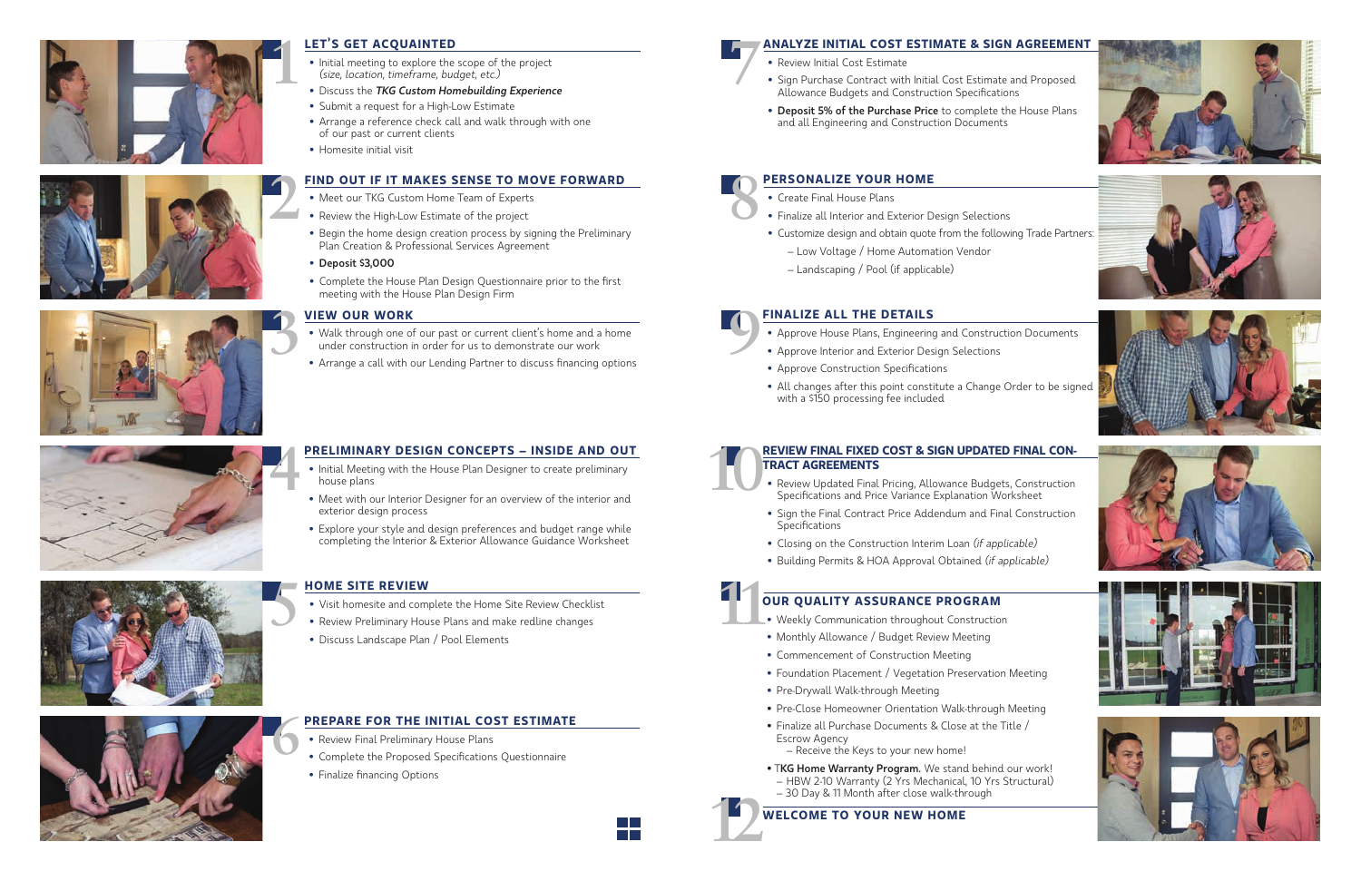## 1 LET'S GET ACQUAINTED

- Initial meeting to explore the scope of the project *(size, location, timeframe, budget, etc.)*
- Discuss the ***TKG Custom Homebuilding Experience***
- Submit a request for a High-Low Estimate
- Arrange a reference check call and walk through with one of our past or current clients
- Homesite initial visit

## 2 FIND OUT IF IT MAKES SENSE TO MOVE FORWARD

- Meet our TKG Custom Home Team of Experts
- Review the High-Low Estimate of the project
- Begin the home design creation process by signing the Preliminary Plan Creation & Professional Services Agreement
- **Deposit $3,000**
- Complete the House Plan Design Questionnaire prior to the first meeting with the House Plan Design Firm

## 3 VIEW OUR WORK

- Walk through one of our past or current client's home and a home under construction in order for us to demonstrate our work
- Arrange a call with our Lending Partner to discuss financing options

## 4 PRELIMINARY DESIGN CONCEPTS – INSIDE AND OUT

- Initial Meeting with the House Plan Designer to create preliminary house plans
- Meet with our Interior Designer for an overview of the interior and exterior design process
- Explore your style and design preferences and budget range while completing the Interior & Exterior Allowance Guidance Worksheet

## 5 HOME SITE REVIEW

- Visit homesite and complete the Home Site Review Checklist
- Review Preliminary House Plans and make redline changes
- Discuss Landscape Plan / Pool Elements

## 6 PREPARE FOR THE INITIAL COST ESTIMATE

- Review Final Preliminary House Plans
- Complete the Proposed Specifications Questionnaire
- Finalize financing Options

## 7 ANALYZE INITIAL COST ESTIMATE & SIGN AGREEMENT

- Review Initial Cost Estimate
- Sign Purchase Contract with Initial Cost Estimate and Proposed Allowance Budgets and Construction Specifications
- **Deposit 5% of the Purchase Price** to complete the House Plans and all Engineering and Construction Documents

## 8 PERSONALIZE YOUR HOME

- Create Final House Plans
- Finalize all Interior and Exterior Design Selections
- Customize design and obtain quote from the following Trade Partners:
  - – Low Voltage / Home Automation Vendor
  - – Landscaping / Pool (if applicable)

## 9 FINALIZE ALL THE DETAILS

- Approve House Plans, Engineering and Construction Documents
- Approve Interior and Exterior Design Selections
- Approve Construction Specifications
- All changes after this point constitute a Change Order to be signed with a $150 processing fee included

## 10 REVIEW FINAL FIXED COST & SIGN UPDATED FINAL CONTRACT AGREEMENTS

- Review Updated Final Pricing, Allowance Budgets, Construction Specifications and Price Variance Explanation Worksheet
- Sign the Final Contract Price Addendum and Final Construction Specifications
- Closing on the Construction Interim Loan *(if applicable)*
- Building Permits & HOA Approval Obtained *(if applicable)*

## 11 OUR QUALITY ASSURANCE PROGRAM

- Weekly Communication throughout Construction
- Monthly Allowance / Budget Review Meeting
- Commencement of Construction Meeting
- Foundation Placement / Vegetation Preservation Meeting
- Pre-Drywall Walk-through Meeting
- Pre-Close Homeowner Orientation Walk-through Meeting
- Finalize all Purchase Documents & Close at the Title / Escrow Agency
  – Receive the Keys to your new home!
- T**KG Home Warranty Program.** We stand behind our work!
  – HBW 2-10 Warranty (2 Yrs Mechanical, 10 Yrs Structural)
  – 30 Day & 11 Month after close walk-through

## 12 WELCOME TO YOUR NEW HOME